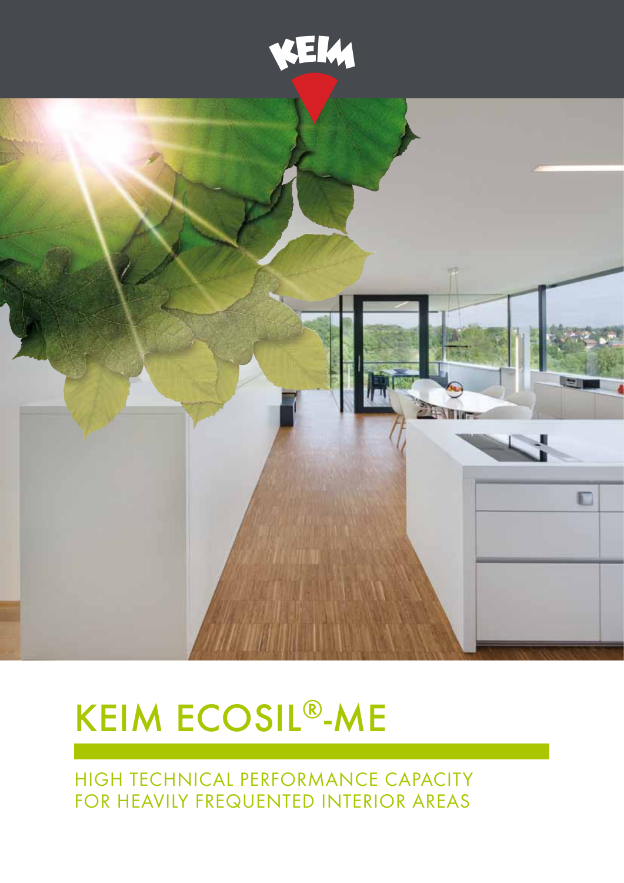# KEIM ECOSIL®-ME

HIGH TECHNICAL PERFORMANCE CAPACITY FOR HEAVILY FREQUENTED INTERIOR AREAS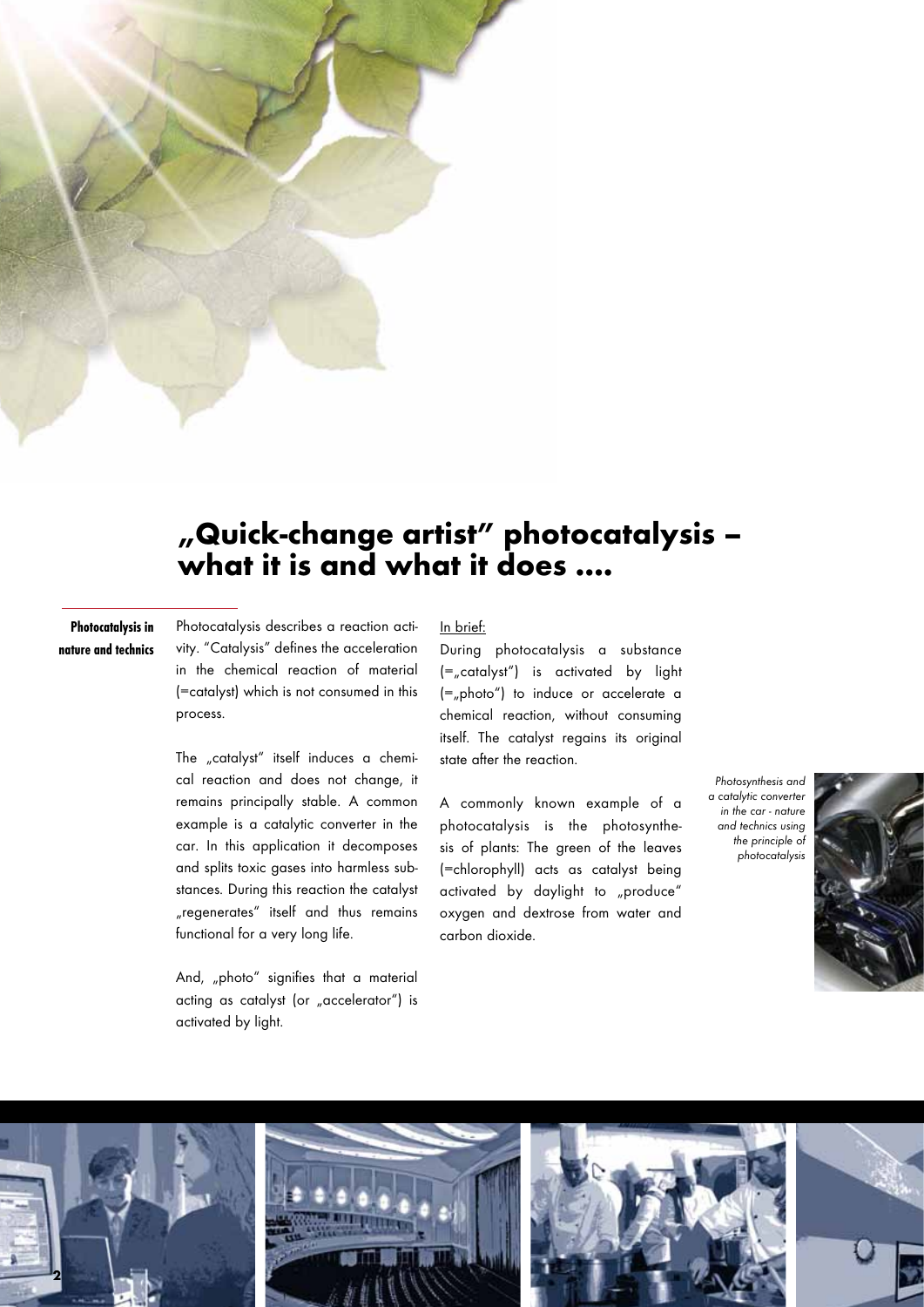# „Quick-change artist" photocatalysis – what it is and what it does ....

**Photocatalysis in nature and technics**

Photocatalysis describes a reaction activity. "Catalysis" defines the acceleration in the chemical reaction of material (=catalyst) which is not consumed in this process.

The „catalyst" itself induces a chemical reaction and does not change, it remains principally stable. A common example is a catalytic converter in the car. In this application it decomposes and splits toxic gases into harmless substances. During this reaction the catalyst „regenerates" itself and thus remains functional for a very long life.

And, „photo" signifies that a material acting as catalyst (or „accelerator") is activated by light.

<u>In brief:</u>

During photocatalysis a substance (=„catalyst") is activated by light (=„photo") to induce or accelerate a chemical reaction, without consuming itself. The catalyst regains its original state after the reaction.

A commonly known example of a photocatalysis is the photosynthesis of plants: The green of the leaves (=chlorophyll) acts as catalyst being activated by daylight to „produce" oxygen and dextrose from water and carbon dioxide.

*Photosynthesis and a catalytic converter in the car - nature and technics using the principle of photocatalysis*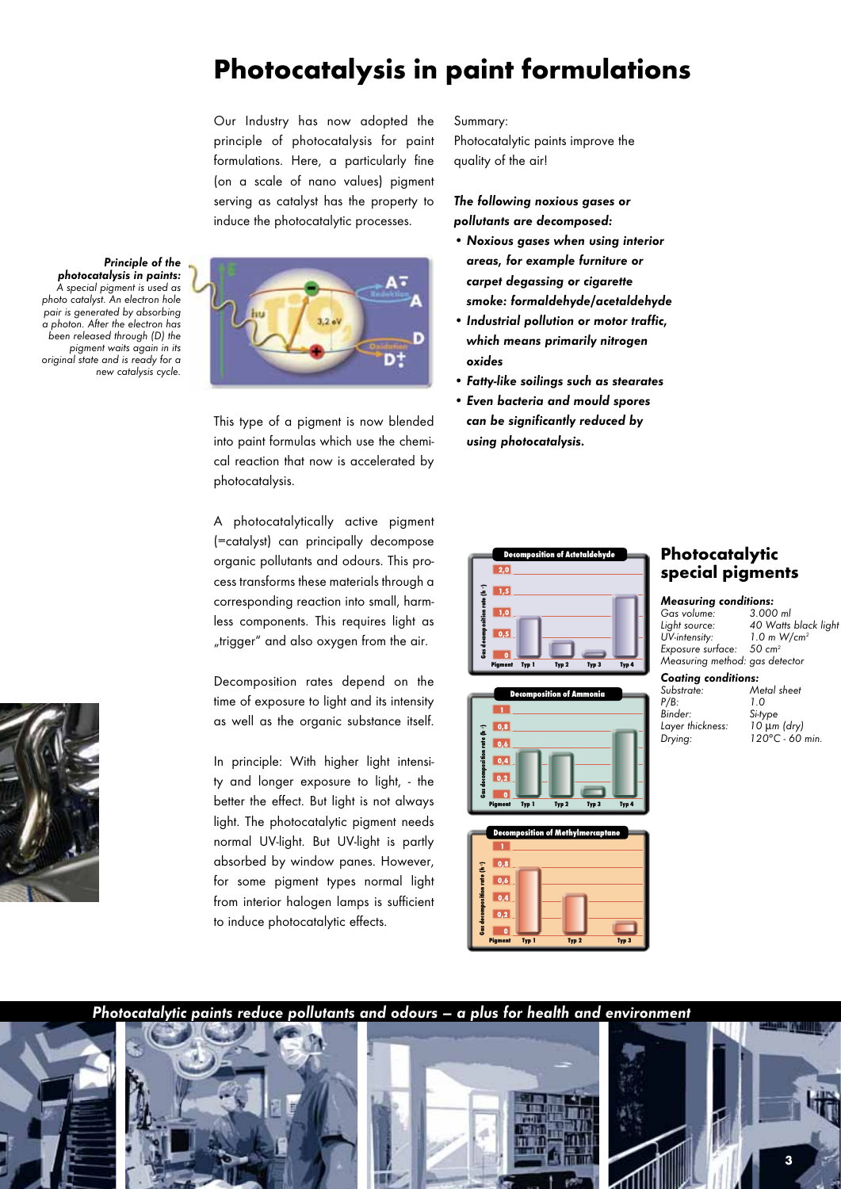# Photocatalysis in paint formulations

Our Industry has now adopted the principle of photocatalysis for paint formulations. Here, a particularly fine (on a scale of nano values) pigment serving as catalyst has the property to induce the photocatalytic processes.

***Principle of the photocatalysis in paints:*** *A special pigment is used as photo catalyst. An electron hole pair is generated by absorbing a photon. After the electron has been released through (D) the pigment waits again in its original state and is ready for a new catalysis cycle.*

This type of a pigment is now blended into paint formulas which use the chemical reaction that now is accelerated by photocatalysis.

A photocatalytically active pigment (=catalyst) can principally decompose organic pollutants and odours. This process transforms these materials through a corresponding reaction into small, harmless components. This requires light as „trigger" and also oxygen from the air.

Decomposition rates depend on the time of exposure to light and its intensity as well as the organic substance itself.

In principle: With higher light intensity and longer exposure to light, - the better the effect. But light is not always light. The photocatalytic pigment needs normal UV-light. But UV-light is partly absorbed by window panes. However, for some pigment types normal light from interior halogen lamps is sufficient to induce photocatalytic effects.

Summary:
Photocatalytic paints improve the quality of the air!

***The following noxious gases or pollutants are decomposed:***

- ***Noxious gases when using interior areas, for example furniture or carpet degassing or cigarette smoke: formaldehyde/acetaldehyde***
- ***Industrial pollution or motor traffic, which means primarily nitrogen oxides***
- ***Fatty-like soilings such as stearates***
- ***Even bacteria and mould spores can be significantly reduced by using photocatalysis.***

## Photocatalytic special pigments

***Measuring conditions:***

| | |
|---|---|
| *Gas volume:* | *3.000 ml* |
| *Light source:* | *40 Watts black light* |
| *UV-intensity:* | *1.0 m W/cm²* |
| *Exposure surface:* | *50 cm²* |
| *Measuring method:* | *gas detector* |

***Coating conditions:***

| | |
|---|---|
| *Substrate:* | *Metal sheet* |
| *P/B:* | *1.0* |
| *Binder:* | *Si-type* |
| *Layer thickness:* | *10 µm (dry)* |
| *Drying:* | *120°C - 60 min.* |

**Photocatalytic paints reduce pollutants and odours – a plus for health and environment**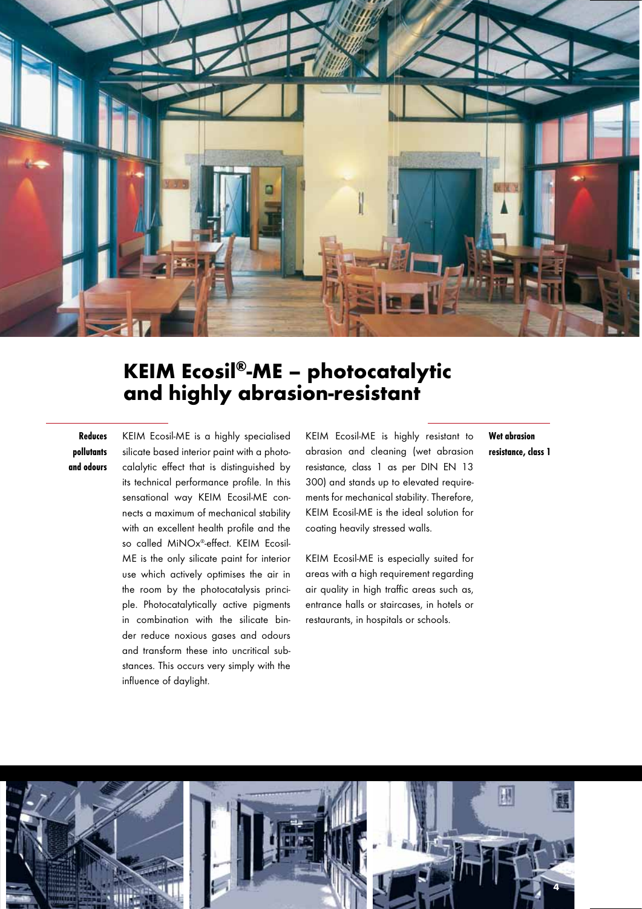# KEIM Ecosil®-ME – photocatalytic and highly abrasion-resistant

**Reduces pollutants and odours**

KEIM Ecosil-ME is a highly specialised silicate based interior paint with a photocalalytic effect that is distinguished by its technical performance profile. In this sensational way KEIM Ecosil-ME connects a maximum of mechanical stability with an excellent health profile and the so called MiNOx®-effect. KEIM Ecosil-ME is the only silicate paint for interior use which actively optimises the air in the room by the photocatalysis principle. Photocatalytically active pigments in combination with the silicate binder reduce noxious gases and odours and transform these into uncritical substances. This occurs very simply with the influence of daylight.

**Wet abrasion resistance, class 1**

KEIM Ecosil-ME is highly resistant to abrasion and cleaning (wet abrasion resistance, class 1 as per DIN EN 13 300) and stands up to elevated requirements for mechanical stability. Therefore, KEIM Ecosil-ME is the ideal solution for coating heavily stressed walls.

KEIM Ecosil-ME is especially suited for areas with a high requirement regarding air quality in high traffic areas such as, entrance halls or staircases, in hotels or restaurants, in hospitals or schools.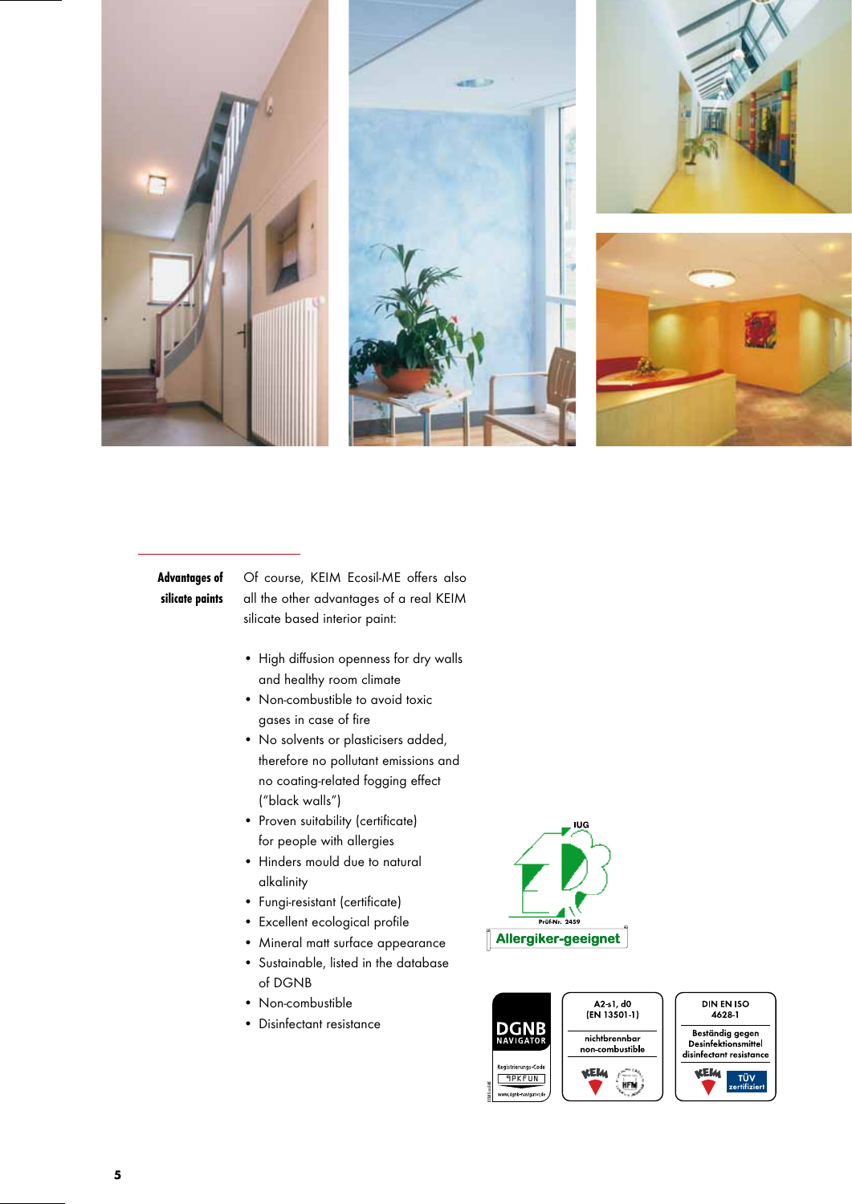**Advantages of silicate paints**

Of course, KEIM Ecosil-ME offers also all the other advantages of a real KEIM silicate based interior paint:

- High diffusion openness for dry walls and healthy room climate
- Non-combustible to avoid toxic gases in case of fire
- No solvents or plasticisers added, therefore no pollutant emissions and no coating-related fogging effect ("black walls")
- Proven suitability (certificate) for people with allergies
- Hinders mould due to natural alkalinity
- Fungi-resistant (certificate)
- Excellent ecological profile
- Mineral matt surface appearance
- Sustainable, listed in the database of DGNB
- Non-combustible
- Disinfectant resistance

IUG
Prüf-Nr. 2459
Allergiker-geeignet

DGNB NAVIGATOR
Registrierungs-Code
9PKFUN
www.dgnb-navigator.de

A2-s1, d0
(EN 13501-1)
nichtbrennbar
non-combustible

DIN EN ISO 4628-1
Beständig gegen Desinfektionsmittel
disinfectant resistance
TÜV zertifiziert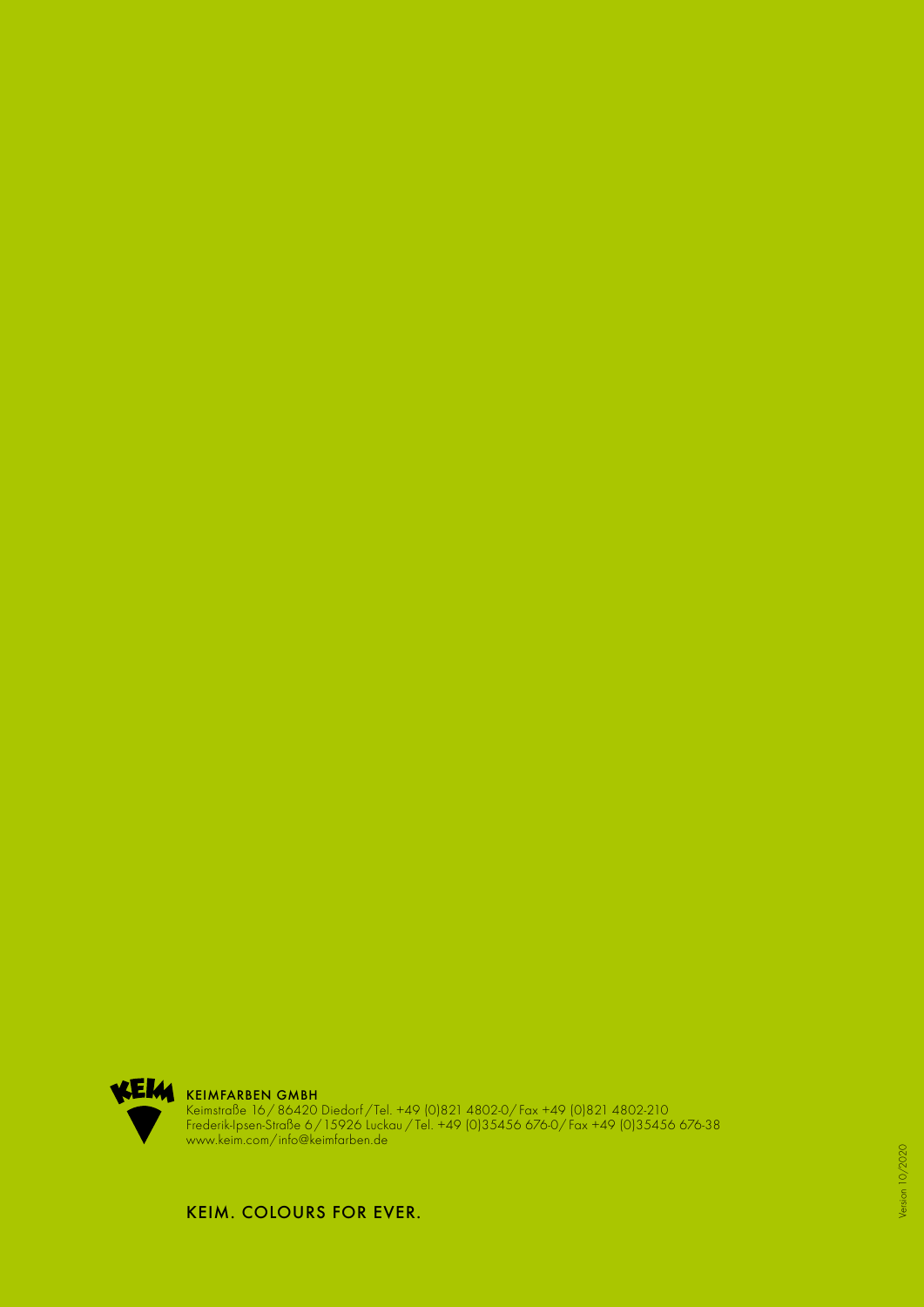**KEIMFARBEN GMBH**
Keimstraße 16 / 86420 Diedorf / Tel. +49 (0)821 4802-0 / Fax +49 (0)821 4802-210
Frederik-Ipsen-Straße 6 / 15926 Luckau / Tel. +49 (0)35456 676-0 / Fax +49 (0)35456 676-38
www.keim.com / info@keimfarben.de

KEIM. COLOURS FOR EVER.

Version 10/2020